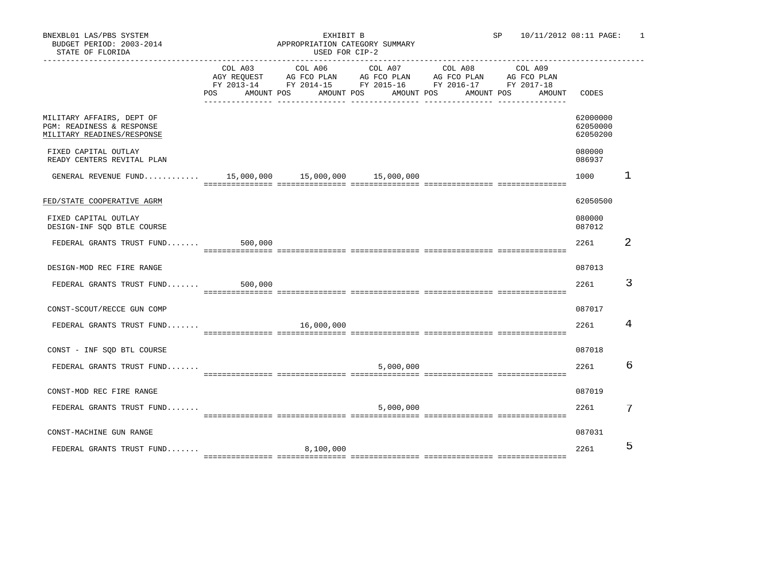BNEXBL01 LAS/PBS SYSTEM
BUDGET PERIOD: 2003-2014
STATE OF FLORIDA

EXHIBIT B
APPROPRIATION CATEGORY SUMMARY
USED FOR CIP-2

SP 10/11/2012 08:11 PAGE: 1

| | COL A03 AGY REQUEST FY 2013-14 POS AMOUNT | COL A06 AG FCO PLAN FY 2014-15 POS AMOUNT | COL A07 AG FCO PLAN FY 2015-16 POS AMOUNT | COL A08 AG FCO PLAN FY 2016-17 POS AMOUNT | COL A09 AG FCO PLAN FY 2017-18 POS AMOUNT | CODES | |
|---|---|---|---|---|---|---|---|
| MILITARY AFFAIRS, DEPT OF | | | | | | 62000000 | |
| PGM: READINESS & RESPONSE | | | | | | 62050000 | |
| MILITARY READINES/RESPONSE | | | | | | 62050200 | |
| FIXED CAPITAL OUTLAY | | | | | | 080000 | |
| READY CENTERS REVITAL PLAN | | | | | | 086937 | |
| GENERAL REVENUE FUND............ | 15,000,000 | 15,000,000 | 15,000,000 | | | 1000 | 1 |
| FED/STATE COOPERATIVE AGRM | | | | | | 62050500 | |
| FIXED CAPITAL OUTLAY | | | | | | 080000 | |
| DESIGN-INF SQD BTLE COURSE | | | | | | 087012 | |
| FEDERAL GRANTS TRUST FUND....... | 500,000 | | | | | 2261 | 2 |
| DESIGN-MOD REC FIRE RANGE | | | | | | 087013 | |
| FEDERAL GRANTS TRUST FUND....... | 500,000 | | | | | 2261 | 3 |
| CONST-SCOUT/RECCE GUN COMP | | | | | | 087017 | |
| FEDERAL GRANTS TRUST FUND....... | | 16,000,000 | | | | 2261 | 4 |
| CONST - INF SQD BTL COURSE | | | | | | 087018 | |
| FEDERAL GRANTS TRUST FUND....... | | | 5,000,000 | | | 2261 | 6 |
| CONST-MOD REC FIRE RANGE | | | | | | 087019 | |
| FEDERAL GRANTS TRUST FUND....... | | | 5,000,000 | | | 2261 | 7 |
| CONST-MACHINE GUN RANGE | | | | | | 087031 | |
| FEDERAL GRANTS TRUST FUND....... | | 8,100,000 | | | | 2261 | 5 |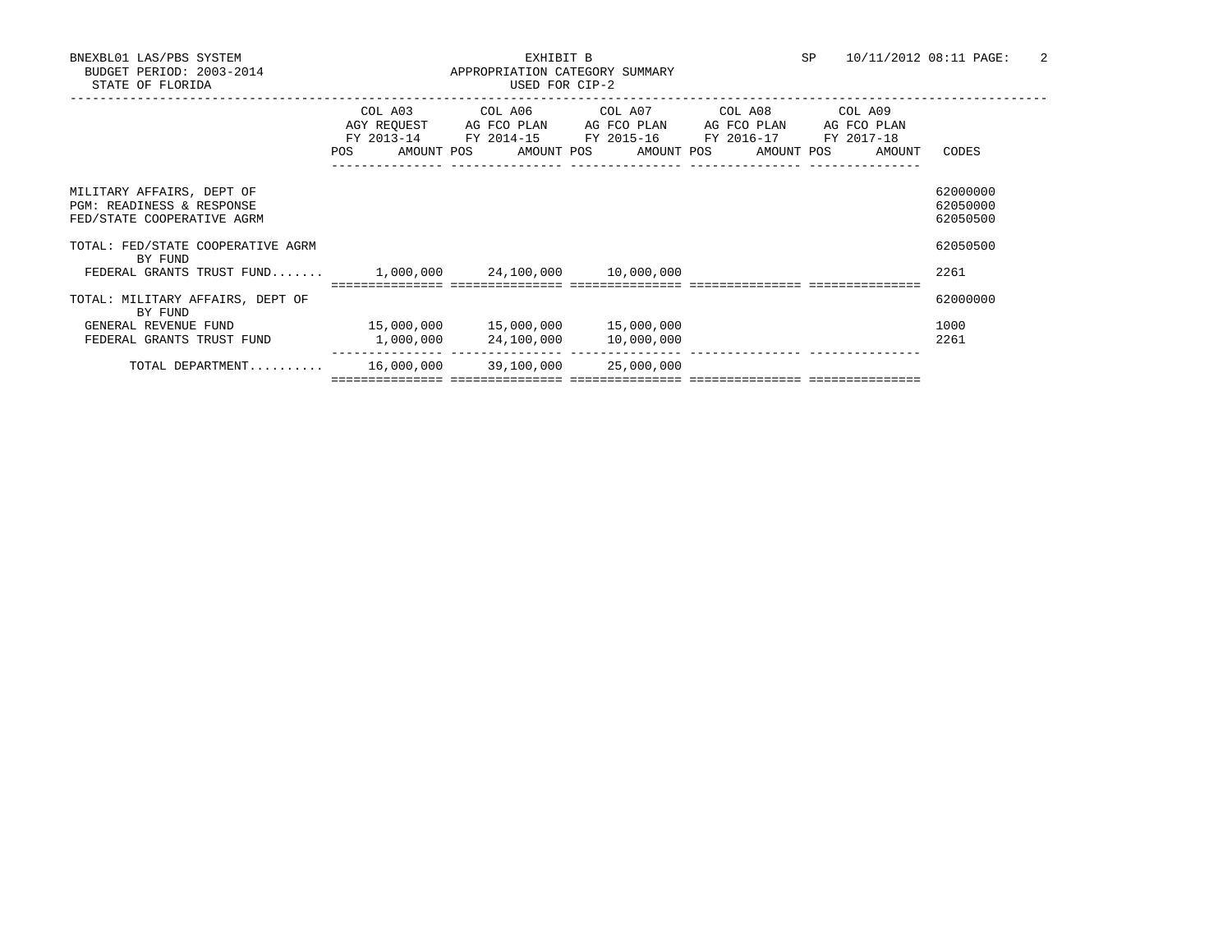BNEXBL01 LAS/PBS SYSTEM

BUDGET PERIOD: 2003-2014

STATE OF FLORIDA

EXHIBIT B

APPROPRIATION CATEGORY SUMMARY

USED FOR CIP-2

SP 10/11/2012 08:11

| | COL A03 AGY REQUEST FY 2013-14 POS | AMOUNT | COL A06 AG FCO PLAN FY 2014-15 POS | AMOUNT | COL A07 AG FCO PLAN FY 2015-16 POS | AMOUNT | COL A08 AG FCO PLAN FY 2016-17 POS | AMOUNT | COL A09 AG FCO PLAN FY 2017-18 POS | AMOUNT | CODES |
|---|---|---|---|---|---|---|---|---|---|---|---|
| MILITARY AFFAIRS, DEPT OF | | | | | | | | | | | 62000000 |
| PGM: READINESS & RESPONSE | | | | | | | | | | | 62050000 |
| FED/STATE COOPERATIVE AGRM | | | | | | | | | | | 62050500 |
| TOTAL: FED/STATE COOPERATIVE AGRM | | | | | | | | | | | 62050500 |
| BY FUND | | | | | | | | | | | |
| FEDERAL GRANTS TRUST FUND....... | | 1,000,000 | | 24,100,000 | | 10,000,000 | | | | | 2261 |
| TOTAL: MILITARY AFFAIRS, DEPT OF | | | | | | | | | | | 62000000 |
| BY FUND | | | | | | | | | | | |
| GENERAL REVENUE FUND | | 15,000,000 | | 15,000,000 | | 15,000,000 | | | | | 1000 |
| FEDERAL GRANTS TRUST FUND | | 1,000,000 | | 24,100,000 | | 10,000,000 | | | | | 2261 |
| TOTAL DEPARTMENT.......... | | 16,000,000 | | 39,100,000 | | 25,000,000 | | | | | |